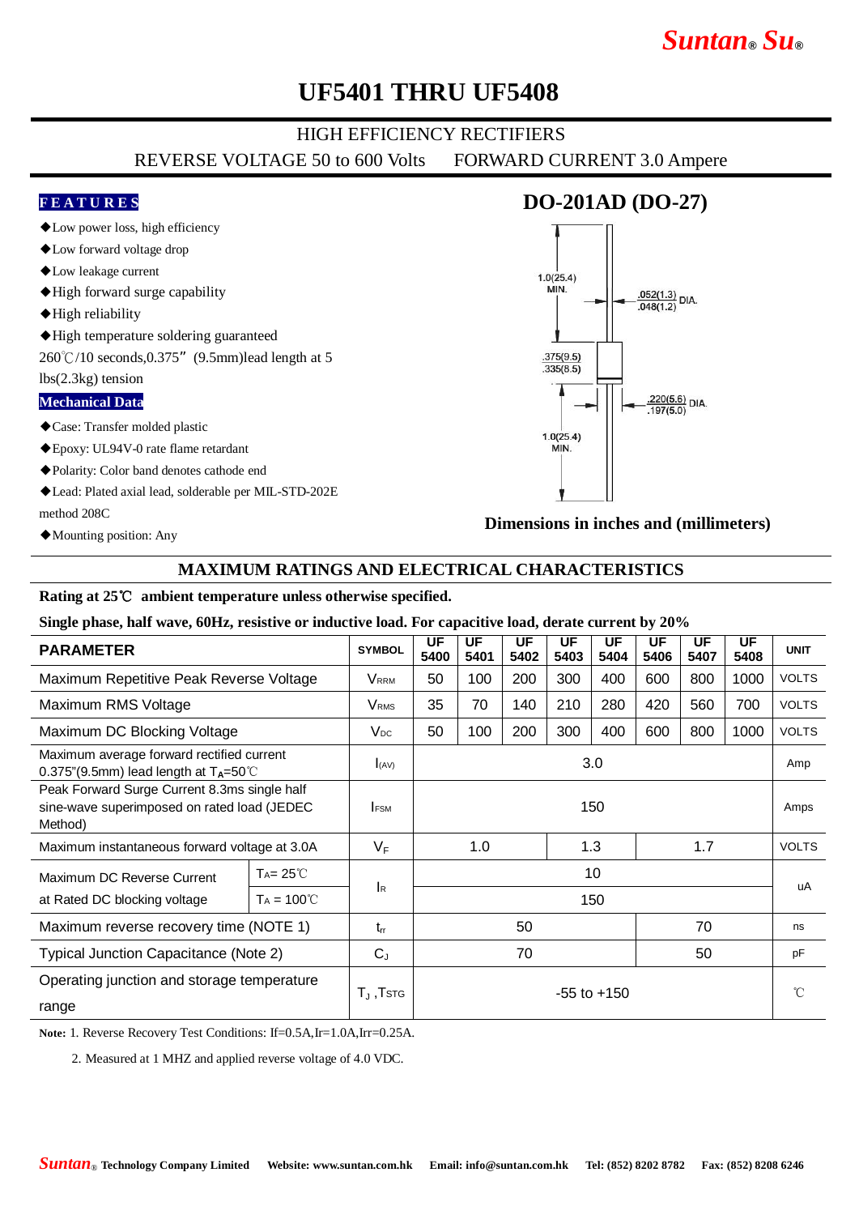# UF5401 THRU UF5408

HIGH EFFICIENCY RECTIFIERS

REVERSE VOLTAGE 50 to 600 Volts　　FORWARD CURRENT 3.0 Ampere

## FEATURES

- ◆Low power loss, high efficiency
- ◆Low forward voltage drop
- ◆Low leakage current
- ◆High forward surge capability
- ◆High reliability
- ◆High temperature soldering guaranteed 260℃/10 seconds,0.375" (9.5mm)lead length at 5 lbs(2.3kg) tension

## Mechanical Data

- ◆Case: Transfer molded plastic
- ◆Epoxy: UL94V-0 rate flame retardant
- ◆Polarity: Color band denotes cathode end
- ◆Lead: Plated axial lead, solderable per MIL-STD-202E method 208C
- ◆Mounting position: Any

## DO-201AD (DO-27)

1.0(25.4) MIN.

.052(1.3) / .048(1.2) DIA.

.375(9.5) / .335(8.5)

.220(5.6) / .197(5.0) DIA.

1.0(25.4) MIN.

Dimensions in inches and (millimeters)

## MAXIMUM RATINGS AND ELECTRICAL CHARACTERISTICS

**Rating at 25℃ ambient temperature unless otherwise specified.**

**Single phase, half wave, 60Hz, resistive or inductive load. For capacitive load, derate current by 20%**

| PARAMETER | | SYMBOL | UF 5400 | UF 5401 | UF 5402 | UF 5403 | UF 5404 | UF 5406 | UF 5407 | UF 5408 | UNIT |
|---|---|---|---|---|---|---|---|---|---|---|---|
| Maximum Repetitive Peak Reverse Voltage | | $V_{RRM}$ | 50 | 100 | 200 | 300 | 400 | 600 | 800 | 1000 | VOLTS |
| Maximum RMS Voltage | | $V_{RMS}$ | 35 | 70 | 140 | 210 | 280 | 420 | 560 | 700 | VOLTS |
| Maximum DC Blocking Voltage | | $V_{DC}$ | 50 | 100 | 200 | 300 | 400 | 600 | 800 | 1000 | VOLTS |
| Maximum average forward rectified current 0.375"(9.5mm) lead length at $T_A$=50℃ | | $I_{(AV)}$ | 3.0 | | | | | | | | Amp |
| Peak Forward Surge Current 8.3ms single half sine-wave superimposed on rated load (JEDEC Method) | | $I_{FSM}$ | 150 | | | | | | | | Amps |
| Maximum instantaneous forward voltage at 3.0A | | $V_F$ | 1.0 | | | 1.3 | | 1.7 | | | VOLTS |
| Maximum DC Reverse Current at Rated DC blocking voltage | $T_A$= 25℃ | $I_R$ | 10 | | | | | | | | uA |
| | $T_A$ = 100℃ | | 150 | | | | | | | | |
| Maximum reverse recovery time (NOTE 1) | | $t_{rr}$ | 50 | | | | | 70 | | | ns |
| Typical Junction Capacitance (Note 2) | | $C_J$ | 70 | | | | | 50 | | | pF |
| Operating junction and storage temperature range | | $T_J$ ,$T_{STG}$ | -55 to +150 | | | | | | | | ℃ |

**Note:** 1. Reverse Recovery Test Conditions: If=0.5A,Ir=1.0A,Irr=0.25A.

2. Measured at 1 MHZ and applied reverse voltage of 4.0 VDC.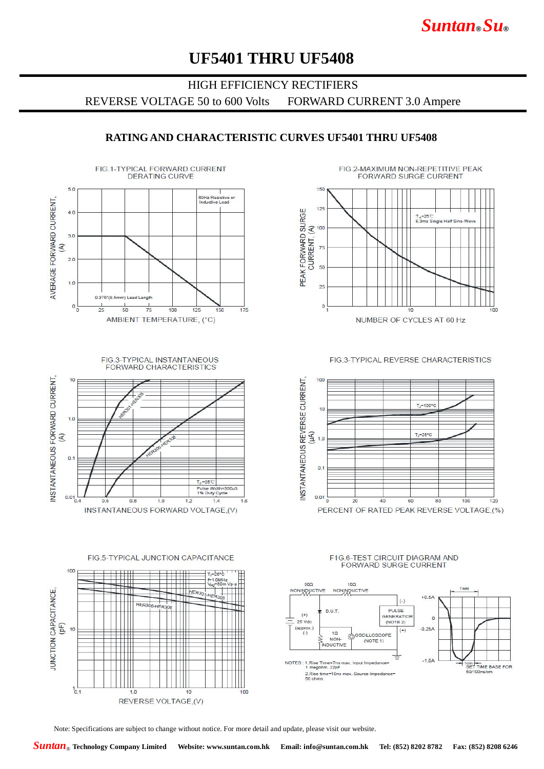# UF5401 THRU UF5408

HIGH EFFICIENCY RECTIFIERS

REVERSE VOLTAGE 50 to 600 Volts FORWARD CURRENT 3.0 Ampere

## RATING AND CHARACTERISTIC CURVES UF5401 THRU UF5408

FIG.1-TYPICAL FORWARD CURRENT DERATING CURVE

AVERAGE FORWARD CURRENT, (A)

5.0
4.0
3.0
2.0
1.0
0

60Hz Resistive or Inductive Load

0.375"(9.5mm) Lead Length

0 25 50 75 100 125 150 175

AMBIENT TEMPERATURE, (°C)

FIG.2-MAXIMUM NON-REPETITIVE PEAK FORWARD SURGE CURRENT

PEAK FORWARD SURGE CURRENT, (A)

150
125
100
75
50
25
0

$T_A$=25°C
8.3ms Single Half Sine-Wave

1 10 100

NUMBER OF CYCLES AT 60 Hz

FIG.3-TYPICAL INSTANTANEOUS FORWARD CHARACTERISTICS

INSTANTANEOUS FORWARD CURRENT, (A)

10
1.0
0.1
0.01

HER301-HER305

HER306-HER308

$T_J$=25°C
Pulse Width=300uS
1% Duty Cycle

0.4 0.6 0.8 1.0 1.2 1.4 1.6

INSTANTANEOUS FORWARD VOLTAGE,(V)

FIG.3-TYPICAL REVERSE CHARACTERISTICS

INSTANTANEOUS REVERSE CURRENT, (μA)

100
10
1.0
0.1
0.01

$T_J$=100°C

$T_J$=25°C

0 20 40 60 80 100 120

PERCENT OF RATED PEAK REVERSE VOLTAGE,(%)

FIG.5-TYPICAL JUNCTION CAPACITANCE

JUNCTION CAPACITANCE, (pF)

100
10
1

$T_J$=25°C
f=1.0MHz
$V_{sig}$=50m Vp-p

HER301-HER305

HER306-HER308

0.1 1.0 10 100

REVERSE VOLTAGE,(V)

FIG.6-TEST CIRCUIT DIAGRAM AND FORWARD SURGE CURRENT

50Ω NONINDUCTIVE
10Ω NONINDUCTIVE
(+) 25 Vdc (approx.) (-)
D.U.T.
1Ω NON-INDUCTIVE
OSCILLOSCOPE (NOTE 1)
PULSE GENERATOR (NOTE 2)
(-) (+)

TRR
+0.5A
0
-0.25A
-1.0A
1cm
SET TIME BASE FOR 50/100ns/cm

NOTES : 1.Rise Time=7ns max. Input Impedance= 1 megohm. 22pF
2.Rise time=10ns max. Source Impedance= 50 ohms

Note: Specifications are subject to change without notice. For more detail and update, please visit our website.